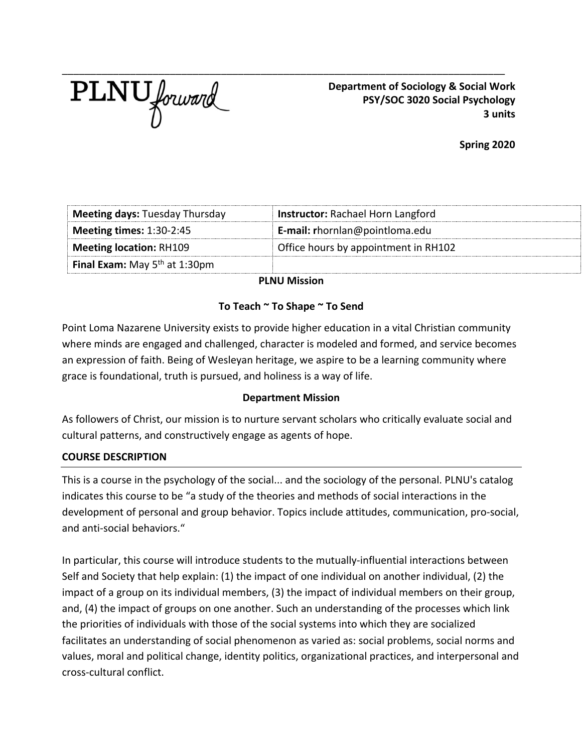PLNU forward

**Department of Sociology & Social Work**
**PSY/SOC 3020 Social Psychology**
**3 units**

**Spring 2020**

| **Meeting days:** Tuesday Thursday | **Instructor:** Rachael Horn Langford |
|---|---|
| **Meeting times:** 1:30-2:45 | **E-mail: r**hornlan@pointloma.edu |
| **Meeting location:** RH109 | Office hours by appointment in RH102 |
| **Final Exam:** May 5th at 1:30pm | |

## PLNU Mission

### To Teach ~ To Shape ~ To Send

Point Loma Nazarene University exists to provide higher education in a vital Christian community where minds are engaged and challenged, character is modeled and formed, and service becomes an expression of faith. Being of Wesleyan heritage, we aspire to be a learning community where grace is foundational, truth is pursued, and holiness is a way of life.

## Department Mission

As followers of Christ, our mission is to nurture servant scholars who critically evaluate social and cultural patterns, and constructively engage as agents of hope.

## COURSE DESCRIPTION

This is a course in the psychology of the social... and the sociology of the personal. PLNU's catalog indicates this course to be "a study of the theories and methods of social interactions in the development of personal and group behavior. Topics include attitudes, communication, pro-social, and anti-social behaviors."

In particular, this course will introduce students to the mutually-influential interactions between Self and Society that help explain: (1) the impact of one individual on another individual, (2) the impact of a group on its individual members, (3) the impact of individual members on their group, and, (4) the impact of groups on one another. Such an understanding of the processes which link the priorities of individuals with those of the social systems into which they are socialized facilitates an understanding of social phenomenon as varied as: social problems, social norms and values, moral and political change, identity politics, organizational practices, and interpersonal and cross-cultural conflict.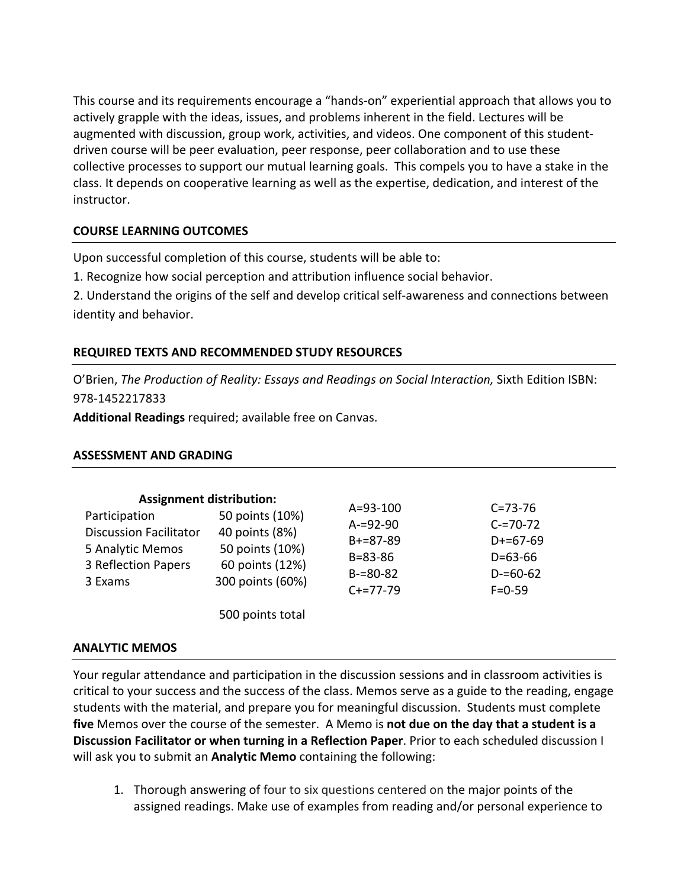This course and its requirements encourage a "hands-on" experiential approach that allows you to actively grapple with the ideas, issues, and problems inherent in the field. Lectures will be augmented with discussion, group work, activities, and videos. One component of this student-driven course will be peer evaluation, peer response, peer collaboration and to use these collective processes to support our mutual learning goals. This compels you to have a stake in the class. It depends on cooperative learning as well as the expertise, dedication, and interest of the instructor.

## COURSE LEARNING OUTCOMES

Upon successful completion of this course, students will be able to:

1. Recognize how social perception and attribution influence social behavior.
2. Understand the origins of the self and develop critical self-awareness and connections between identity and behavior.

## REQUIRED TEXTS AND RECOMMENDED STUDY RESOURCES

O'Brien, *The Production of Reality: Essays and Readings on Social Interaction,* Sixth Edition ISBN: 978-1452217833

**Additional Readings** required; available free on Canvas.

## ASSESSMENT AND GRADING

**Assignment distribution:**

| Assignment | Points |
|---|---|
| Participation | 50 points (10%) |
| Discussion Facilitator | 40 points (8%) |
| 5 Analytic Memos | 50 points (10%) |
| 3 Reflection Papers | 60 points (12%) |
| 3 Exams | 300 points (60%) |
| | 500 points total |

| | |
|---|---|
| A=93-100 | C=73-76 |
| A-=92-90 | C-=70-72 |
| B+=87-89 | D+=67-69 |
| B=83-86 | D=63-66 |
| B-=80-82 | D-=60-62 |
| C+=77-79 | F=0-59 |

## ANALYTIC MEMOS

Your regular attendance and participation in the discussion sessions and in classroom activities is critical to your success and the success of the class. Memos serve as a guide to the reading, engage students with the material, and prepare you for meaningful discussion. Students must complete **five** Memos over the course of the semester. A Memo is **not due on the day that a student is a Discussion Facilitator or when turning in a Reflection Paper**. Prior to each scheduled discussion I will ask you to submit an **Analytic Memo** containing the following:

1. Thorough answering of four to six questions centered on the major points of the assigned readings. Make use of examples from reading and/or personal experience to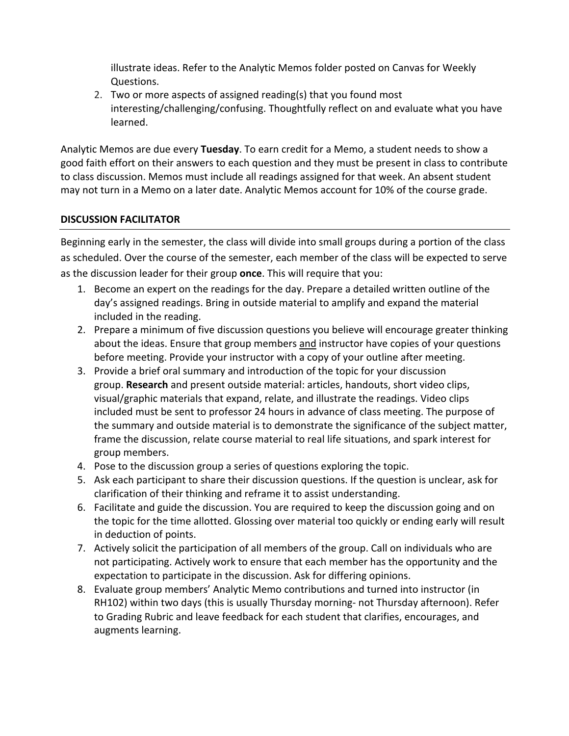illustrate ideas. Refer to the Analytic Memos folder posted on Canvas for Weekly Questions.

2. Two or more aspects of assigned reading(s) that you found most interesting/challenging/confusing. Thoughtfully reflect on and evaluate what you have learned.

Analytic Memos are due every **Tuesday**. To earn credit for a Memo, a student needs to show a good faith effort on their answers to each question and they must be present in class to contribute to class discussion. Memos must include all readings assigned for that week. An absent student may not turn in a Memo on a later date. Analytic Memos account for 10% of the course grade.

## DISCUSSION FACILITATOR

Beginning early in the semester, the class will divide into small groups during a portion of the class as scheduled. Over the course of the semester, each member of the class will be expected to serve as the discussion leader for their group **once**. This will require that you:

1. Become an expert on the readings for the day. Prepare a detailed written outline of the day's assigned readings. Bring in outside material to amplify and expand the material included in the reading.
2. Prepare a minimum of five discussion questions you believe will encourage greater thinking about the ideas. Ensure that group members <u>and</u> instructor have copies of your questions before meeting. Provide your instructor with a copy of your outline after meeting.
3. Provide a brief oral summary and introduction of the topic for your discussion group. **Research** and present outside material: articles, handouts, short video clips, visual/graphic materials that expand, relate, and illustrate the readings. Video clips included must be sent to professor 24 hours in advance of class meeting. The purpose of the summary and outside material is to demonstrate the significance of the subject matter, frame the discussion, relate course material to real life situations, and spark interest for group members.
4. Pose to the discussion group a series of questions exploring the topic.
5. Ask each participant to share their discussion questions. If the question is unclear, ask for clarification of their thinking and reframe it to assist understanding.
6. Facilitate and guide the discussion. You are required to keep the discussion going and on the topic for the time allotted. Glossing over material too quickly or ending early will result in deduction of points.
7. Actively solicit the participation of all members of the group. Call on individuals who are not participating. Actively work to ensure that each member has the opportunity and the expectation to participate in the discussion. Ask for differing opinions.
8. Evaluate group members' Analytic Memo contributions and turned into instructor (in RH102) within two days (this is usually Thursday morning- not Thursday afternoon). Refer to Grading Rubric and leave feedback for each student that clarifies, encourages, and augments learning.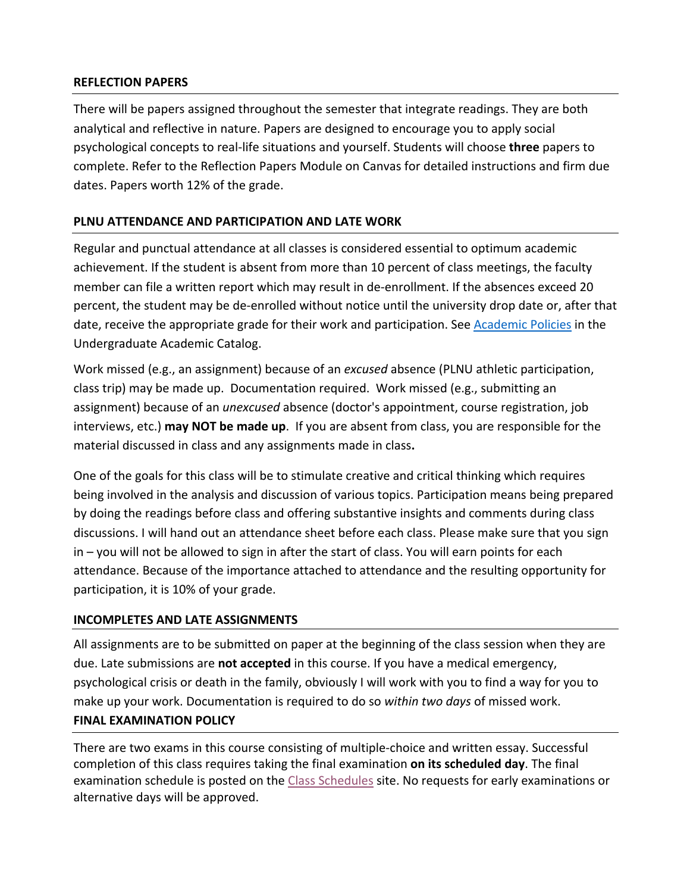## REFLECTION PAPERS

There will be papers assigned throughout the semester that integrate readings. They are both analytical and reflective in nature. Papers are designed to encourage you to apply social psychological concepts to real-life situations and yourself. Students will choose **three** papers to complete. Refer to the Reflection Papers Module on Canvas for detailed instructions and firm due dates. Papers worth 12% of the grade.

## PLNU ATTENDANCE AND PARTICIPATION AND LATE WORK

Regular and punctual attendance at all classes is considered essential to optimum academic achievement. If the student is absent from more than 10 percent of class meetings, the faculty member can file a written report which may result in de-enrollment. If the absences exceed 20 percent, the student may be de-enrolled without notice until the university drop date or, after that date, receive the appropriate grade for their work and participation. See Academic Policies in the Undergraduate Academic Catalog.

Work missed (e.g., an assignment) because of an *excused* absence (PLNU athletic participation, class trip) may be made up. Documentation required. Work missed (e.g., submitting an assignment) because of an *unexcused* absence (doctor's appointment, course registration, job interviews, etc.) **may NOT be made up**. If you are absent from class, you are responsible for the material discussed in class and any assignments made in class**.**

One of the goals for this class will be to stimulate creative and critical thinking which requires being involved in the analysis and discussion of various topics. Participation means being prepared by doing the readings before class and offering substantive insights and comments during class discussions. I will hand out an attendance sheet before each class. Please make sure that you sign in – you will not be allowed to sign in after the start of class. You will earn points for each attendance. Because of the importance attached to attendance and the resulting opportunity for participation, it is 10% of your grade.

## INCOMPLETES AND LATE ASSIGNMENTS

All assignments are to be submitted on paper at the beginning of the class session when they are due. Late submissions are **not accepted** in this course. If you have a medical emergency, psychological crisis or death in the family, obviously I will work with you to find a way for you to make up your work. Documentation is required to do so *within two days* of missed work.

## FINAL EXAMINATION POLICY

There are two exams in this course consisting of multiple-choice and written essay. Successful completion of this class requires taking the final examination **on its scheduled day**. The final examination schedule is posted on the Class Schedules site. No requests for early examinations or alternative days will be approved.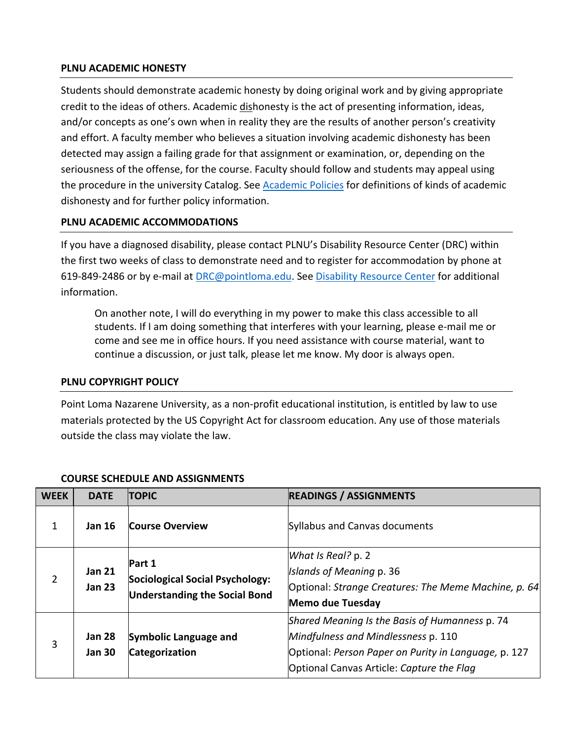### PLNU ACADEMIC HONESTY

Students should demonstrate academic honesty by doing original work and by giving appropriate credit to the ideas of others. Academic <u>dis</u>honesty is the act of presenting information, ideas, and/or concepts as one's own when in reality they are the results of another person's creativity and effort. A faculty member who believes a situation involving academic dishonesty has been detected may assign a failing grade for that assignment or examination, or, depending on the seriousness of the offense, for the course. Faculty should follow and students may appeal using the procedure in the university Catalog. See [Academic Policies] for definitions of kinds of academic dishonesty and for further policy information.

### PLNU ACADEMIC ACCOMMODATIONS

If you have a diagnosed disability, please contact PLNU's Disability Resource Center (DRC) within the first two weeks of class to demonstrate need and to register for accommodation by phone at 619-849-2486 or by e-mail at DRC@pointloma.edu. See [Disability Resource Center] for additional information.

> On another note, I will do everything in my power to make this class accessible to all students. If I am doing something that interferes with your learning, please e-mail me or come and see me in office hours. If you need assistance with course material, want to continue a discussion, or just talk, please let me know. My door is always open.

### PLNU COPYRIGHT POLICY

Point Loma Nazarene University, as a non-profit educational institution, is entitled by law to use materials protected by the US Copyright Act for classroom education. Any use of those materials outside the class may violate the law.

### COURSE SCHEDULE AND ASSIGNMENTS

| WEEK | DATE | TOPIC | READINGS / ASSIGNMENTS |
|---|---|---|---|
| 1 | **Jan 16** | **Course Overview** | Syllabus and Canvas documents |
| 2 | **Jan 21**<br>**Jan 23** | **Part 1**<br>**Sociological Social Psychology: Understanding the Social Bond** | *What Is Real?* p. 2<br>*Islands of Meaning* p. 36<br>Optional: *Strange Creatures: The Meme Machine, p. 64*<br>**Memo due Tuesday** |
| 3 | **Jan 28**<br>**Jan 30** | **Symbolic Language and Categorization** | *Shared Meaning Is the Basis of Humanness* p. 74<br>*Mindfulness and Mindlessness* p. 110<br>Optional: *Person Paper on Purity in Language,* p. 127<br>Optional Canvas Article: *Capture the Flag* |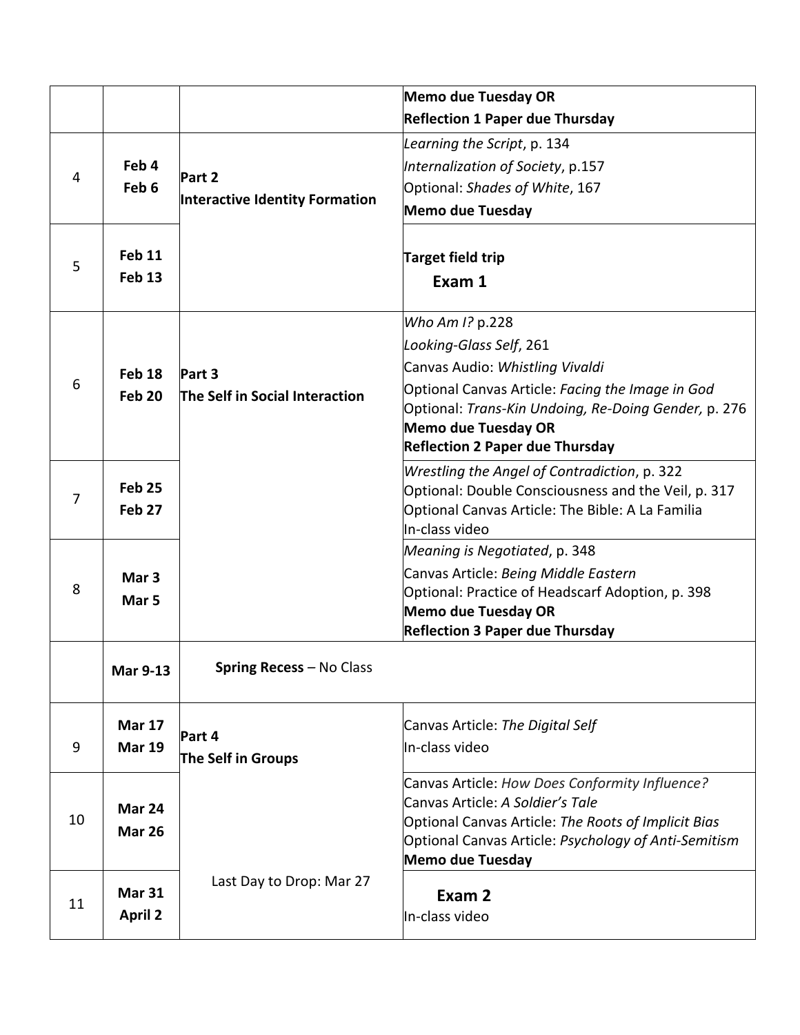| | | | |
|---|---|---|---|
| | | | **Memo due Tuesday OR**<br>**Reflection 1 Paper due Thursday** |
| 4 | **Feb 4**<br>**Feb 6** | **Part 2**<br>**Interactive Identity Formation** | *Learning the Script*, p. 134<br>*Internalization of Society*, p.157<br>Optional: *Shades of White*, 167<br>**Memo due Tuesday** |
| 5 | **Feb 11**<br>**Feb 13** | | **Target field trip**<br>**Exam 1** |
| 6 | **Feb 18**<br>**Feb 20** | **Part 3**<br>**The Self in Social Interaction** | *Who Am I?* p.228<br>*Looking-Glass Self*, 261<br>Canvas Audio: *Whistling Vivaldi*<br>Optional Canvas Article: *Facing the Image in God*<br>Optional: *Trans-Kin Undoing, Re-Doing Gender,* p. 276<br>**Memo due Tuesday OR**<br>**Reflection 2 Paper due Thursday** |
| 7 | **Feb 25**<br>**Feb 27** | | *Wrestling the Angel of Contradiction*, p. 322<br>Optional: Double Consciousness and the Veil, p. 317<br>Optional Canvas Article: The Bible: A La Familia<br>In-class video |
| 8 | **Mar 3**<br>**Mar 5** | | *Meaning is Negotiated*, p. 348<br>Canvas Article: *Being Middle Eastern*<br>Optional: Practice of Headscarf Adoption, p. 398<br>**Memo due Tuesday OR**<br>**Reflection 3 Paper due Thursday** |
| | **Mar 9-13** | **Spring Recess** – No Class | |
| 9 | **Mar 17**<br>**Mar 19** | **Part 4**<br>**The Self in Groups** | Canvas Article: *The Digital Self*<br>In-class video |
| 10 | **Mar 24**<br>**Mar 26** | | Canvas Article: *How Does Conformity Influence?*<br>Canvas Article: *A Soldier's Tale*<br>Optional Canvas Article: *The Roots of Implicit Bias*<br>Optional Canvas Article: *Psychology of Anti-Semitism*<br>**Memo due Tuesday** |
| 11 | **Mar 31**<br>**April 2** | Last Day to Drop: Mar 27 | **Exam 2**<br>In-class video |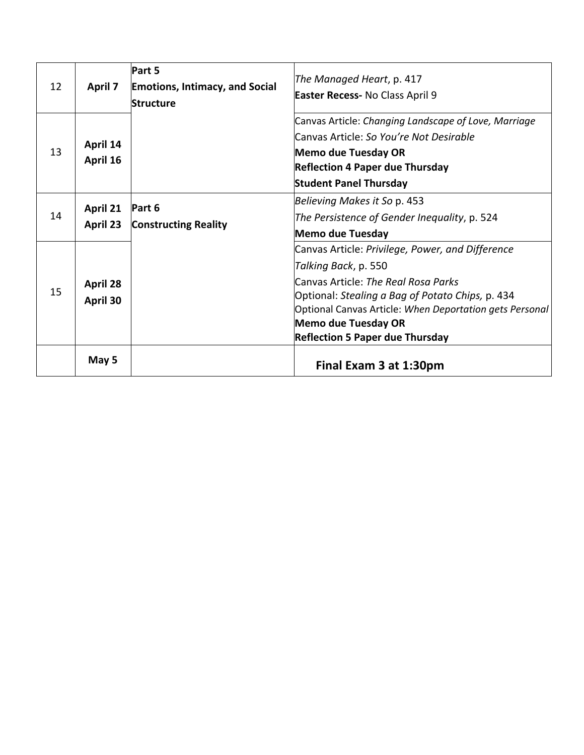| | | | |
|---|---|---|---|
| 12 | **April 7** | **Part 5**<br>**Emotions, Intimacy, and Social Structure** | *The Managed Heart*, p. 417<br>**Easter Recess-** No Class April 9 |
| 13 | **April 14**<br>**April 16** | | Canvas Article: *Changing Landscape of Love, Marriage*<br>Canvas Article: *So You're Not Desirable*<br>**Memo due Tuesday OR**<br>**Reflection 4 Paper due Thursday**<br>**Student Panel Thursday** |
| 14 | **April 21**<br>**April 23** | **Part 6**<br>**Constructing Reality** | *Believing Makes it So* p. 453<br>*The Persistence of Gender Inequality*, p. 524<br>**Memo due Tuesday** |
| 15 | **April 28**<br>**April 30** | | Canvas Article: *Privilege, Power, and Difference*<br>*Talking Back*, p. 550<br>Canvas Article: *The Real Rosa Parks*<br>Optional: *Stealing a Bag of Potato Chips,* p. 434<br>Optional Canvas Article: *When Deportation gets Personal*<br>**Memo due Tuesday OR**<br>**Reflection 5 Paper due Thursday** |
| | **May 5** | | **Final Exam 3 at 1:30pm** |